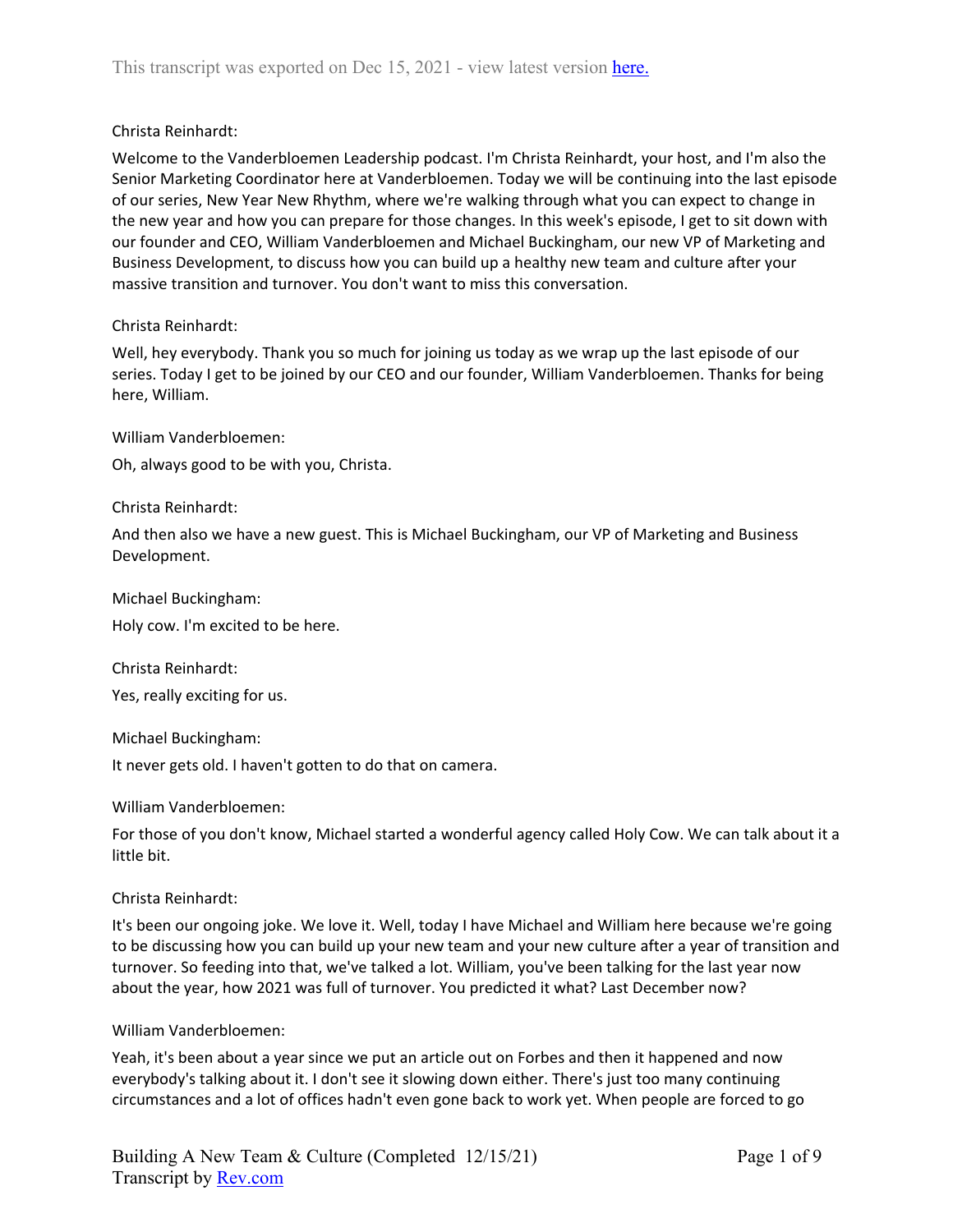This transcript was exported on Dec 15, 2021 - view latest version here.

Christa Reinhardt:

Welcome to the Vanderbloemen Leadership podcast. I'm Christa Reinhardt, your host, and I'm also the Senior Marketing Coordinator here at Vanderbloemen. Today we will be continuing into the last episode of our series, New Year New Rhythm, where we're walking through what you can expect to change in the new year and how you can prepare for those changes. In this week's episode, I get to sit down with our founder and CEO, William Vanderbloemen and Michael Buckingham, our new VP of Marketing and Business Development, to discuss how you can build up a healthy new team and culture after your massive transition and turnover. You don't want to miss this conversation.

Christa Reinhardt:

Well, hey everybody. Thank you so much for joining us today as we wrap up the last episode of our series. Today I get to be joined by our CEO and our founder, William Vanderbloemen. Thanks for being here, William.

William Vanderbloemen:

Oh, always good to be with you, Christa.

Christa Reinhardt:

And then also we have a new guest. This is Michael Buckingham, our VP of Marketing and Business Development.

Michael Buckingham:

Holy cow. I'm excited to be here.

Christa Reinhardt:

Yes, really exciting for us.

Michael Buckingham:

It never gets old. I haven't gotten to do that on camera.

William Vanderbloemen:

For those of you don't know, Michael started a wonderful agency called Holy Cow. We can talk about it a little bit.

Christa Reinhardt:

It's been our ongoing joke. We love it. Well, today I have Michael and William here because we're going to be discussing how you can build up your new team and your new culture after a year of transition and turnover. So feeding into that, we've talked a lot. William, you've been talking for the last year now about the year, how 2021 was full of turnover. You predicted it what? Last December now?

William Vanderbloemen:

Yeah, it's been about a year since we put an article out on Forbes and then it happened and now everybody's talking about it. I don't see it slowing down either. There's just too many continuing circumstances and a lot of offices hadn't even gone back to work yet. When people are forced to go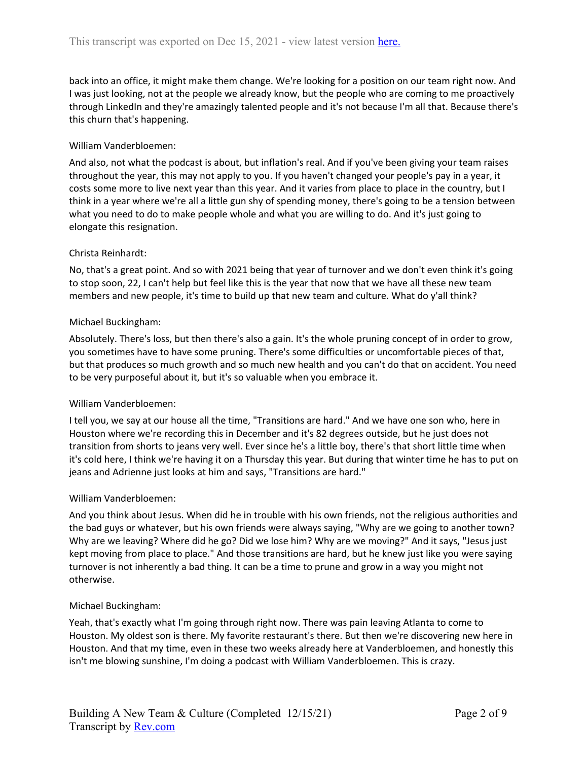back into an office, it might make them change. We're looking for a position on our team right now. And I was just looking, not at the people we already know, but the people who are coming to me proactively through LinkedIn and they're amazingly talented people and it's not because I'm all that. Because there's this churn that's happening.

William Vanderbloemen:

And also, not what the podcast is about, but inflation's real. And if you've been giving your team raises throughout the year, this may not apply to you. If you haven't changed your people's pay in a year, it costs some more to live next year than this year. And it varies from place to place in the country, but I think in a year where we're all a little gun shy of spending money, there's going to be a tension between what you need to do to make people whole and what you are willing to do. And it's just going to elongate this resignation.

Christa Reinhardt:

No, that's a great point. And so with 2021 being that year of turnover and we don't even think it's going to stop soon, 22, I can't help but feel like this is the year that now that we have all these new team members and new people, it's time to build up that new team and culture. What do y'all think?

Michael Buckingham:

Absolutely. There's loss, but then there's also a gain. It's the whole pruning concept of in order to grow, you sometimes have to have some pruning. There's some difficulties or uncomfortable pieces of that, but that produces so much growth and so much new health and you can't do that on accident. You need to be very purposeful about it, but it's so valuable when you embrace it.

William Vanderbloemen:

I tell you, we say at our house all the time, "Transitions are hard." And we have one son who, here in Houston where we're recording this in December and it's 82 degrees outside, but he just does not transition from shorts to jeans very well. Ever since he's a little boy, there's that short little time when it's cold here, I think we're having it on a Thursday this year. But during that winter time he has to put on jeans and Adrienne just looks at him and says, "Transitions are hard."

William Vanderbloemen:

And you think about Jesus. When did he in trouble with his own friends, not the religious authorities and the bad guys or whatever, but his own friends were always saying, "Why are we going to another town? Why are we leaving? Where did he go? Did we lose him? Why are we moving?" And it says, "Jesus just kept moving from place to place." And those transitions are hard, but he knew just like you were saying turnover is not inherently a bad thing. It can be a time to prune and grow in a way you might not otherwise.

Michael Buckingham:

Yeah, that's exactly what I'm going through right now. There was pain leaving Atlanta to come to Houston. My oldest son is there. My favorite restaurant's there. But then we're discovering new here in Houston. And that my time, even in these two weeks already here at Vanderbloemen, and honestly this isn't me blowing sunshine, I'm doing a podcast with William Vanderbloemen. This is crazy.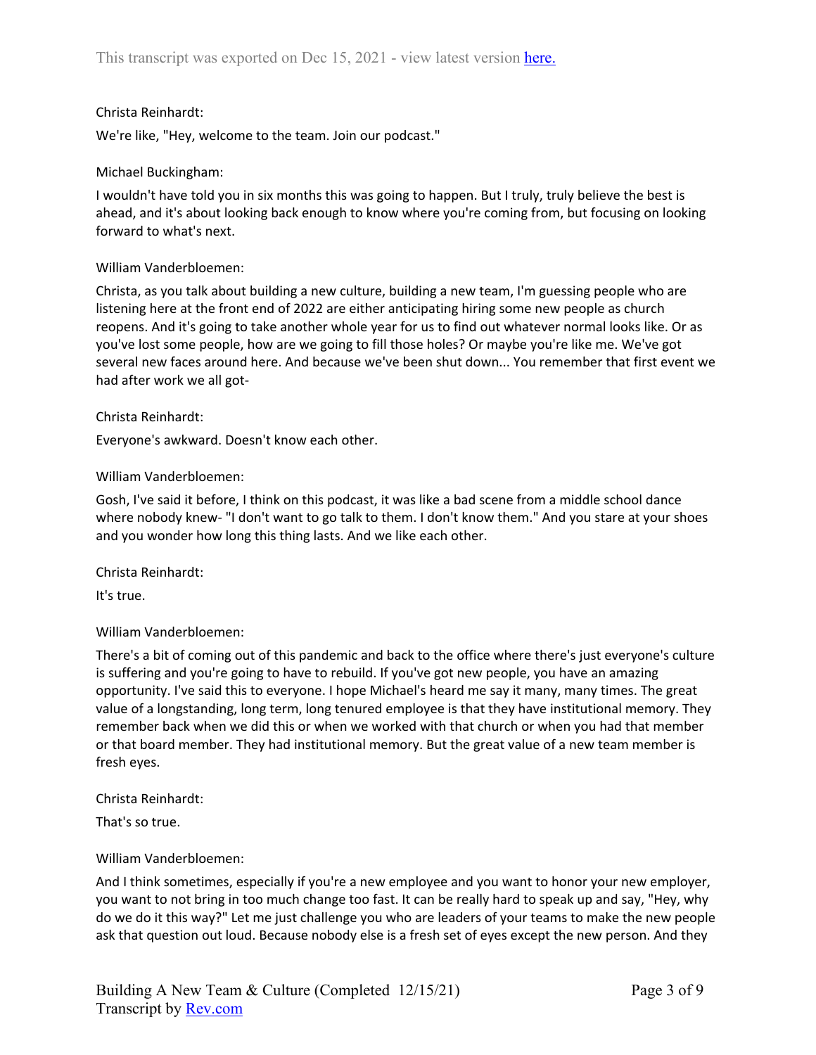Christa Reinhardt:

We're like, "Hey, welcome to the team. Join our podcast."

Michael Buckingham:

I wouldn't have told you in six months this was going to happen. But I truly, truly believe the best is ahead, and it's about looking back enough to know where you're coming from, but focusing on looking forward to what's next.

William Vanderbloemen:

Christa, as you talk about building a new culture, building a new team, I'm guessing people who are listening here at the front end of 2022 are either anticipating hiring some new people as church reopens. And it's going to take another whole year for us to find out whatever normal looks like. Or as you've lost some people, how are we going to fill those holes? Or maybe you're like me. We've got several new faces around here. And because we've been shut down... You remember that first event we had after work we all got-

Christa Reinhardt:

Everyone's awkward. Doesn't know each other.

William Vanderbloemen:

Gosh, I've said it before, I think on this podcast, it was like a bad scene from a middle school dance where nobody knew- "I don't want to go talk to them. I don't know them." And you stare at your shoes and you wonder how long this thing lasts. And we like each other.

Christa Reinhardt:

It's true.

William Vanderbloemen:

There's a bit of coming out of this pandemic and back to the office where there's just everyone's culture is suffering and you're going to have to rebuild. If you've got new people, you have an amazing opportunity. I've said this to everyone. I hope Michael's heard me say it many, many times. The great value of a longstanding, long term, long tenured employee is that they have institutional memory. They remember back when we did this or when we worked with that church or when you had that member or that board member. They had institutional memory. But the great value of a new team member is fresh eyes.

Christa Reinhardt:

That's so true.

William Vanderbloemen:

And I think sometimes, especially if you're a new employee and you want to honor your new employer, you want to not bring in too much change too fast. It can be really hard to speak up and say, "Hey, why do we do it this way?" Let me just challenge you who are leaders of your teams to make the new people ask that question out loud. Because nobody else is a fresh set of eyes except the new person. And they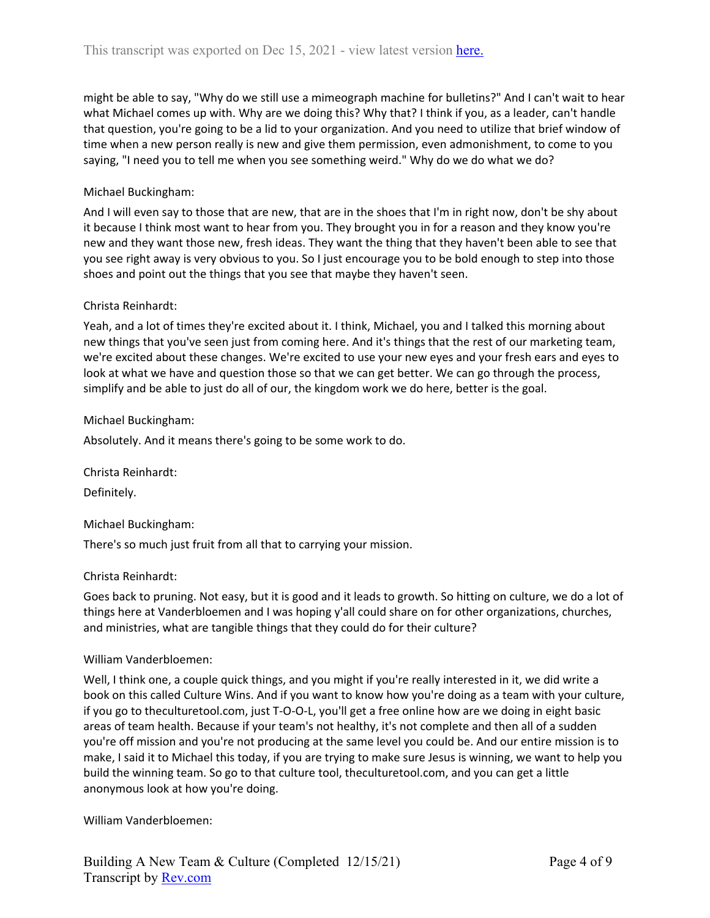might be able to say, "Why do we still use a mimeograph machine for bulletins?" And I can't wait to hear what Michael comes up with. Why are we doing this? Why that? I think if you, as a leader, can't handle that question, you're going to be a lid to your organization. And you need to utilize that brief window of time when a new person really is new and give them permission, even admonishment, to come to you saying, "I need you to tell me when you see something weird." Why do we do what we do?

Michael Buckingham:

And I will even say to those that are new, that are in the shoes that I'm in right now, don't be shy about it because I think most want to hear from you. They brought you in for a reason and they know you're new and they want those new, fresh ideas. They want the thing that they haven't been able to see that you see right away is very obvious to you. So I just encourage you to be bold enough to step into those shoes and point out the things that you see that maybe they haven't seen.

Christa Reinhardt:

Yeah, and a lot of times they're excited about it. I think, Michael, you and I talked this morning about new things that you've seen just from coming here. And it's things that the rest of our marketing team, we're excited about these changes. We're excited to use your new eyes and your fresh ears and eyes to look at what we have and question those so that we can get better. We can go through the process, simplify and be able to just do all of our, the kingdom work we do here, better is the goal.

Michael Buckingham:

Absolutely. And it means there's going to be some work to do.

Christa Reinhardt:

Definitely.

Michael Buckingham:

There's so much just fruit from all that to carrying your mission.

Christa Reinhardt:

Goes back to pruning. Not easy, but it is good and it leads to growth. So hitting on culture, we do a lot of things here at Vanderbloemen and I was hoping y'all could share on for other organizations, churches, and ministries, what are tangible things that they could do for their culture?

William Vanderbloemen:

Well, I think one, a couple quick things, and you might if you're really interested in it, we did write a book on this called Culture Wins. And if you want to know how you're doing as a team with your culture, if you go to theculturetool.com, just T-O-O-L, you'll get a free online how are we doing in eight basic areas of team health. Because if your team's not healthy, it's not complete and then all of a sudden you're off mission and you're not producing at the same level you could be. And our entire mission is to make, I said it to Michael this today, if you are trying to make sure Jesus is winning, we want to help you build the winning team. So go to that culture tool, theculturetool.com, and you can get a little anonymous look at how you're doing.

William Vanderbloemen: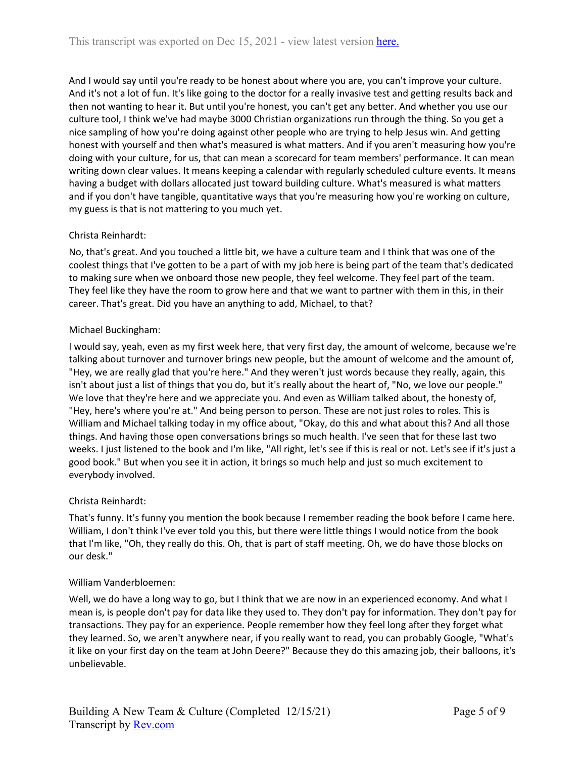And I would say until you're ready to be honest about where you are, you can't improve your culture. And it's not a lot of fun. It's like going to the doctor for a really invasive test and getting results back and then not wanting to hear it. But until you're honest, you can't get any better. And whether you use our culture tool, I think we've had maybe 3000 Christian organizations run through the thing. So you get a nice sampling of how you're doing against other people who are trying to help Jesus win. And getting honest with yourself and then what's measured is what matters. And if you aren't measuring how you're doing with your culture, for us, that can mean a scorecard for team members' performance. It can mean writing down clear values. It means keeping a calendar with regularly scheduled culture events. It means having a budget with dollars allocated just toward building culture. What's measured is what matters and if you don't have tangible, quantitative ways that you're measuring how you're working on culture, my guess is that is not mattering to you much yet.

Christa Reinhardt:

No, that's great. And you touched a little bit, we have a culture team and I think that was one of the coolest things that I've gotten to be a part of with my job here is being part of the team that's dedicated to making sure when we onboard those new people, they feel welcome. They feel part of the team. They feel like they have the room to grow here and that we want to partner with them in this, in their career. That's great. Did you have an anything to add, Michael, to that?

Michael Buckingham:

I would say, yeah, even as my first week here, that very first day, the amount of welcome, because we're talking about turnover and turnover brings new people, but the amount of welcome and the amount of, "Hey, we are really glad that you're here." And they weren't just words because they really, again, this isn't about just a list of things that you do, but it's really about the heart of, "No, we love our people." We love that they're here and we appreciate you. And even as William talked about, the honesty of, "Hey, here's where you're at." And being person to person. These are not just roles to roles. This is William and Michael talking today in my office about, "Okay, do this and what about this? And all those things. And having those open conversations brings so much health. I've seen that for these last two weeks. I just listened to the book and I'm like, "All right, let's see if this is real or not. Let's see if it's just a good book." But when you see it in action, it brings so much help and just so much excitement to everybody involved.

Christa Reinhardt:

That's funny. It's funny you mention the book because I remember reading the book before I came here. William, I don't think I've ever told you this, but there were little things I would notice from the book that I'm like, "Oh, they really do this. Oh, that is part of staff meeting. Oh, we do have those blocks on our desk."

William Vanderbloemen:

Well, we do have a long way to go, but I think that we are now in an experienced economy. And what I mean is, is people don't pay for data like they used to. They don't pay for information. They don't pay for transactions. They pay for an experience. People remember how they feel long after they forget what they learned. So, we aren't anywhere near, if you really want to read, you can probably Google, "What's it like on your first day on the team at John Deere?" Because they do this amazing job, their balloons, it's unbelievable.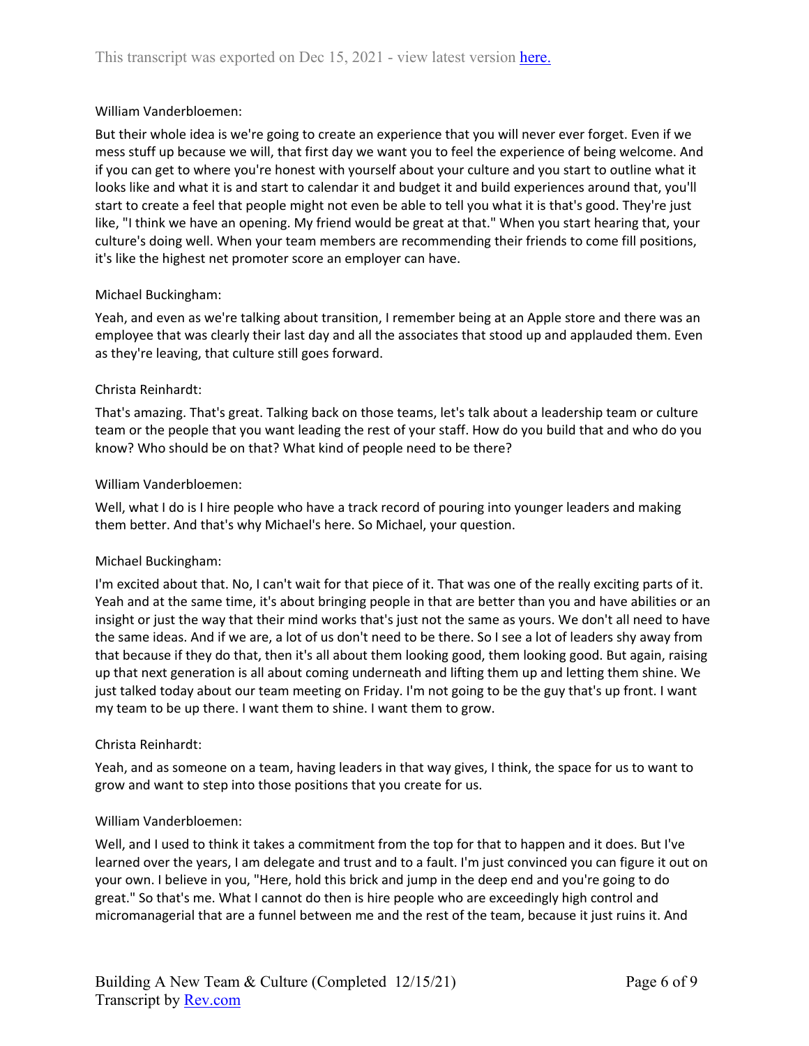William Vanderbloemen:

But their whole idea is we're going to create an experience that you will never ever forget. Even if we mess stuff up because we will, that first day we want you to feel the experience of being welcome. And if you can get to where you're honest with yourself about your culture and you start to outline what it looks like and what it is and start to calendar it and budget it and build experiences around that, you'll start to create a feel that people might not even be able to tell you what it is that's good. They're just like, "I think we have an opening. My friend would be great at that." When you start hearing that, your culture's doing well. When your team members are recommending their friends to come fill positions, it's like the highest net promoter score an employer can have.

Michael Buckingham:

Yeah, and even as we're talking about transition, I remember being at an Apple store and there was an employee that was clearly their last day and all the associates that stood up and applauded them. Even as they're leaving, that culture still goes forward.

Christa Reinhardt:

That's amazing. That's great. Talking back on those teams, let's talk about a leadership team or culture team or the people that you want leading the rest of your staff. How do you build that and who do you know? Who should be on that? What kind of people need to be there?

William Vanderbloemen:

Well, what I do is I hire people who have a track record of pouring into younger leaders and making them better. And that's why Michael's here. So Michael, your question.

Michael Buckingham:

I'm excited about that. No, I can't wait for that piece of it. That was one of the really exciting parts of it. Yeah and at the same time, it's about bringing people in that are better than you and have abilities or an insight or just the way that their mind works that's just not the same as yours. We don't all need to have the same ideas. And if we are, a lot of us don't need to be there. So I see a lot of leaders shy away from that because if they do that, then it's all about them looking good, them looking good. But again, raising up that next generation is all about coming underneath and lifting them up and letting them shine. We just talked today about our team meeting on Friday. I'm not going to be the guy that's up front. I want my team to be up there. I want them to shine. I want them to grow.

Christa Reinhardt:

Yeah, and as someone on a team, having leaders in that way gives, I think, the space for us to want to grow and want to step into those positions that you create for us.

William Vanderbloemen:

Well, and I used to think it takes a commitment from the top for that to happen and it does. But I've learned over the years, I am delegate and trust and to a fault. I'm just convinced you can figure it out on your own. I believe in you, "Here, hold this brick and jump in the deep end and you're going to do great." So that's me. What I cannot do then is hire people who are exceedingly high control and micromanagerial that are a funnel between me and the rest of the team, because it just ruins it. And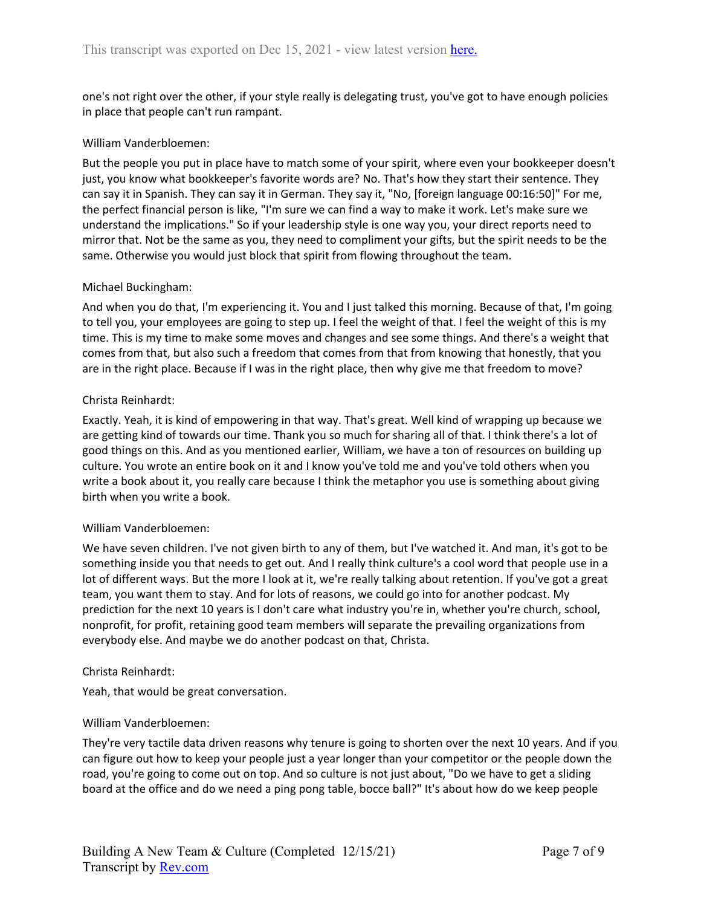one's not right over the other, if your style really is delegating trust, you've got to have enough policies in place that people can't run rampant.

William Vanderbloemen:

But the people you put in place have to match some of your spirit, where even your bookkeeper doesn't just, you know what bookkeeper's favorite words are? No. That's how they start their sentence. They can say it in Spanish. They can say it in German. They say it, "No, [foreign language 00:16:50]" For me, the perfect financial person is like, "I'm sure we can find a way to make it work. Let's make sure we understand the implications." So if your leadership style is one way you, your direct reports need to mirror that. Not be the same as you, they need to compliment your gifts, but the spirit needs to be the same. Otherwise you would just block that spirit from flowing throughout the team.

Michael Buckingham:

And when you do that, I'm experiencing it. You and I just talked this morning. Because of that, I'm going to tell you, your employees are going to step up. I feel the weight of that. I feel the weight of this is my time. This is my time to make some moves and changes and see some things. And there's a weight that comes from that, but also such a freedom that comes from that from knowing that honestly, that you are in the right place. Because if I was in the right place, then why give me that freedom to move?

Christa Reinhardt:

Exactly. Yeah, it is kind of empowering in that way. That's great. Well kind of wrapping up because we are getting kind of towards our time. Thank you so much for sharing all of that. I think there's a lot of good things on this. And as you mentioned earlier, William, we have a ton of resources on building up culture. You wrote an entire book on it and I know you've told me and you've told others when you write a book about it, you really care because I think the metaphor you use is something about giving birth when you write a book.

William Vanderbloemen:

We have seven children. I've not given birth to any of them, but I've watched it. And man, it's got to be something inside you that needs to get out. And I really think culture's a cool word that people use in a lot of different ways. But the more I look at it, we're really talking about retention. If you've got a great team, you want them to stay. And for lots of reasons, we could go into for another podcast. My prediction for the next 10 years is I don't care what industry you're in, whether you're church, school, nonprofit, for profit, retaining good team members will separate the prevailing organizations from everybody else. And maybe we do another podcast on that, Christa.

Christa Reinhardt:

Yeah, that would be great conversation.

William Vanderbloemen:

They're very tactile data driven reasons why tenure is going to shorten over the next 10 years. And if you can figure out how to keep your people just a year longer than your competitor or the people down the road, you're going to come out on top. And so culture is not just about, "Do we have to get a sliding board at the office and do we need a ping pong table, bocce ball?" It's about how do we keep people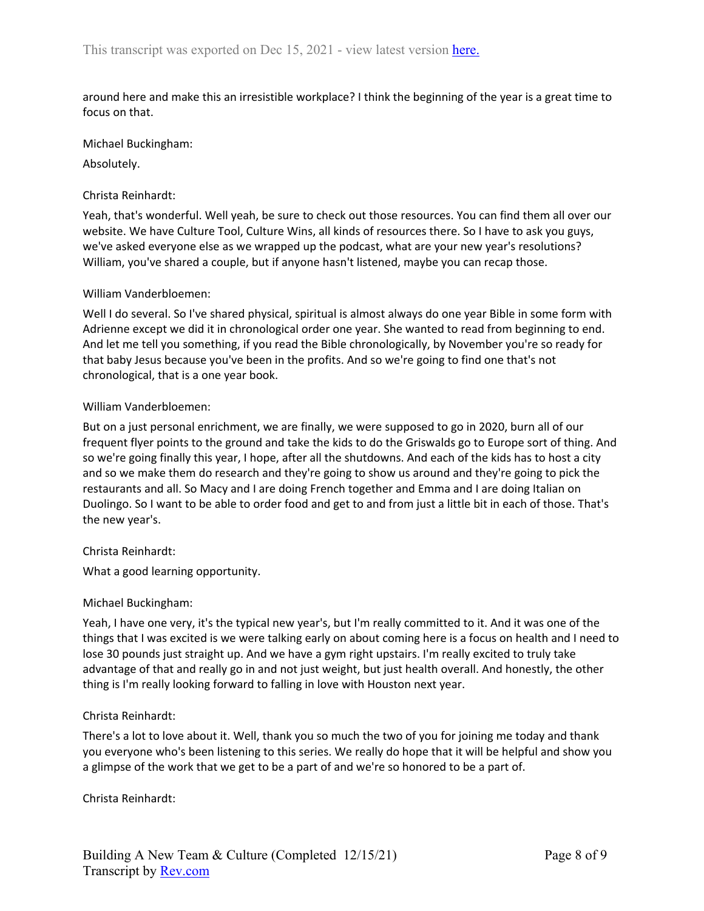around here and make this an irresistible workplace? I think the beginning of the year is a great time to focus on that.

Michael Buckingham:

Absolutely.

Christa Reinhardt:

Yeah, that's wonderful. Well yeah, be sure to check out those resources. You can find them all over our website. We have Culture Tool, Culture Wins, all kinds of resources there. So I have to ask you guys, we've asked everyone else as we wrapped up the podcast, what are your new year's resolutions? William, you've shared a couple, but if anyone hasn't listened, maybe you can recap those.

William Vanderbloemen:

Well I do several. So I've shared physical, spiritual is almost always do one year Bible in some form with Adrienne except we did it in chronological order one year. She wanted to read from beginning to end. And let me tell you something, if you read the Bible chronologically, by November you're so ready for that baby Jesus because you've been in the profits. And so we're going to find one that's not chronological, that is a one year book.

William Vanderbloemen:

But on a just personal enrichment, we are finally, we were supposed to go in 2020, burn all of our frequent flyer points to the ground and take the kids to do the Griswalds go to Europe sort of thing. And so we're going finally this year, I hope, after all the shutdowns. And each of the kids has to host a city and so we make them do research and they're going to show us around and they're going to pick the restaurants and all. So Macy and I are doing French together and Emma and I are doing Italian on Duolingo. So I want to be able to order food and get to and from just a little bit in each of those. That's the new year's.

Christa Reinhardt:

What a good learning opportunity.

Michael Buckingham:

Yeah, I have one very, it's the typical new year's, but I'm really committed to it. And it was one of the things that I was excited is we were talking early on about coming here is a focus on health and I need to lose 30 pounds just straight up. And we have a gym right upstairs. I'm really excited to truly take advantage of that and really go in and not just weight, but just health overall. And honestly, the other thing is I'm really looking forward to falling in love with Houston next year.

Christa Reinhardt:

There's a lot to love about it. Well, thank you so much the two of you for joining me today and thank you everyone who's been listening to this series. We really do hope that it will be helpful and show you a glimpse of the work that we get to be a part of and we're so honored to be a part of.

Christa Reinhardt: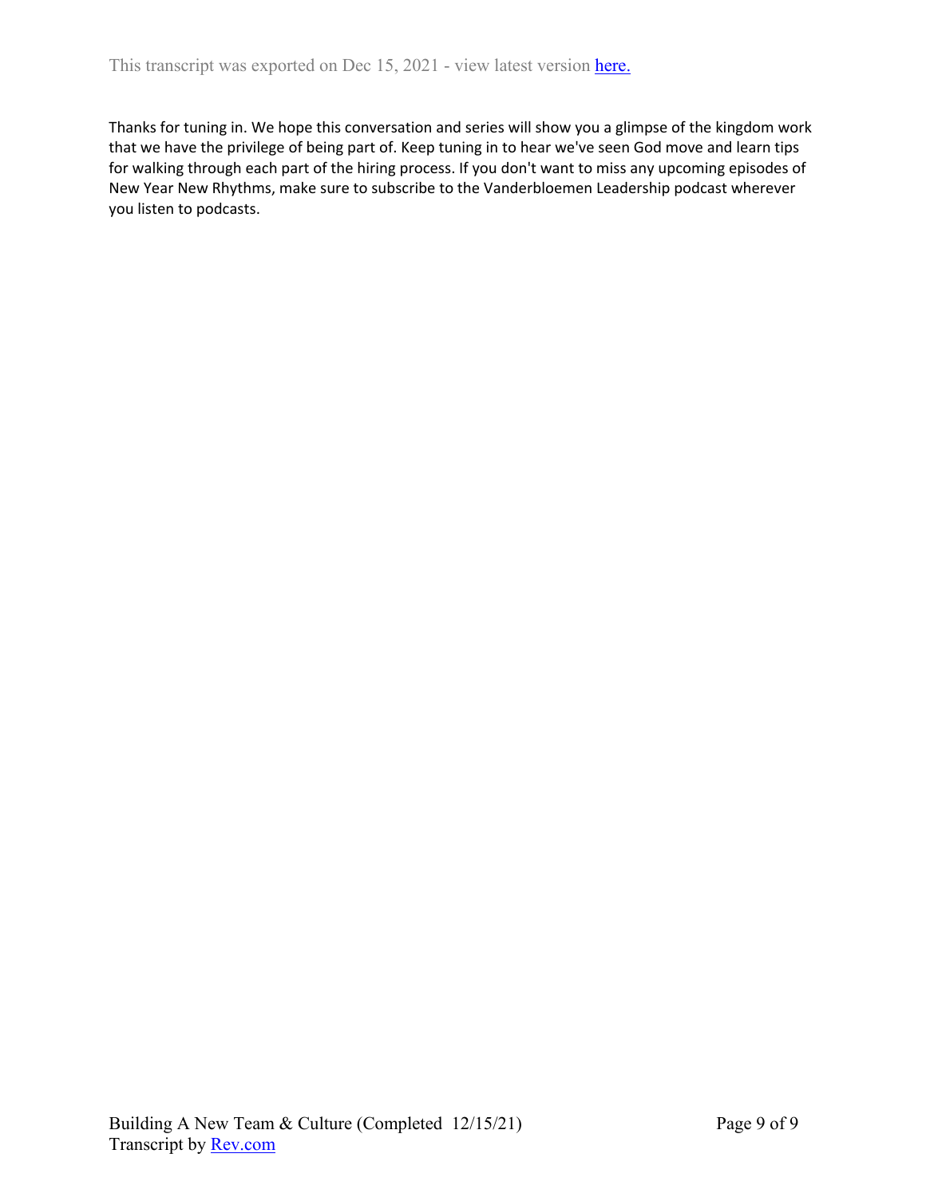Thanks for tuning in. We hope this conversation and series will show you a glimpse of the kingdom work that we have the privilege of being part of. Keep tuning in to hear we've seen God move and learn tips for walking through each part of the hiring process. If you don't want to miss any upcoming episodes of New Year New Rhythms, make sure to subscribe to the Vanderbloemen Leadership podcast wherever you listen to podcasts.